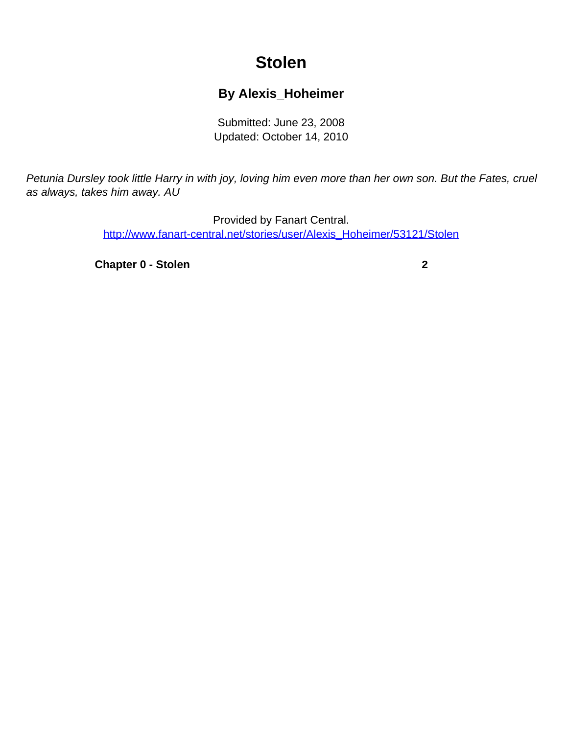# Stolen

### By Alexis_Hoheimer

Submitted: June 23, 2008
Updated: October 14, 2010

*Petunia Dursley took little Harry in with joy, loving him even more than her own son. But the Fates, cruel as always, takes him away. AU*

Provided by Fanart Central.
[http://www.fanart-central.net/stories/user/Alexis_Hoheimer/53121/Stolen](http://www.fanart-central.net/stories/user/Alexis_Hoheimer/53121/Stolen)

| | |
|---|---|
| **Chapter 0 - Stolen** | **2** |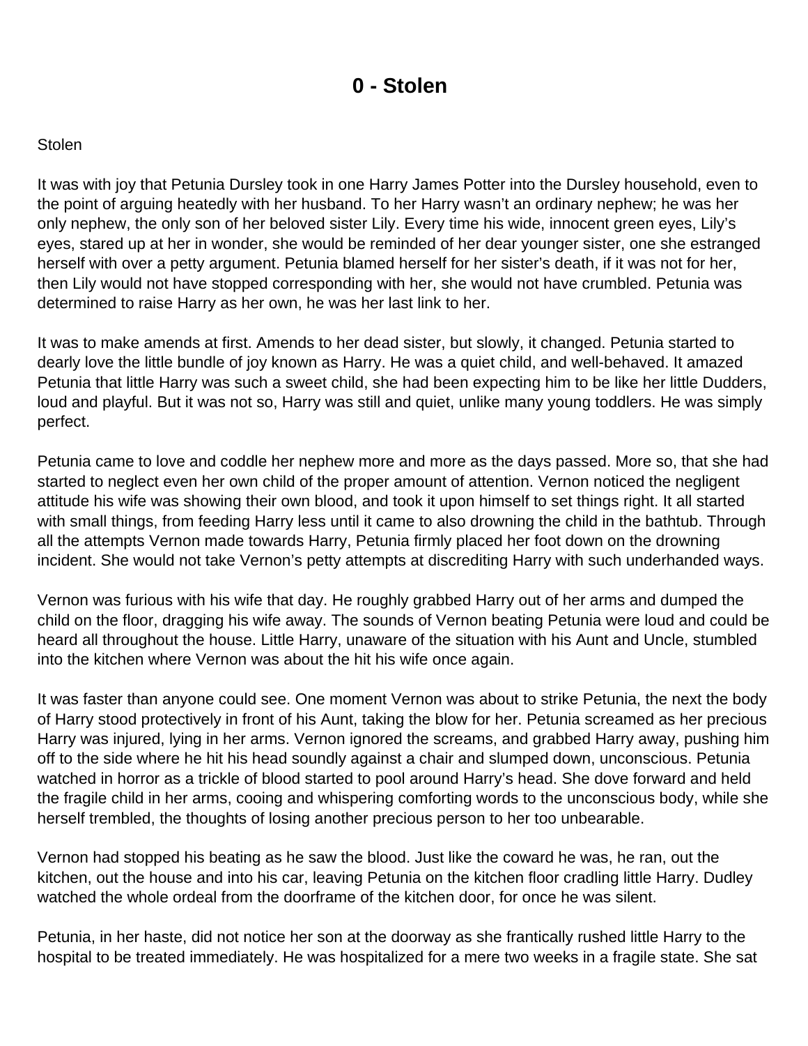# 0 - Stolen

Stolen

It was with joy that Petunia Dursley took in one Harry James Potter into the Dursley household, even to the point of arguing heatedly with her husband. To her Harry wasn't an ordinary nephew; he was her only nephew, the only son of her beloved sister Lily. Every time his wide, innocent green eyes, Lily's eyes, stared up at her in wonder, she would be reminded of her dear younger sister, one she estranged herself with over a petty argument. Petunia blamed herself for her sister's death, if it was not for her, then Lily would not have stopped corresponding with her, she would not have crumbled. Petunia was determined to raise Harry as her own, he was her last link to her.

It was to make amends at first. Amends to her dead sister, but slowly, it changed. Petunia started to dearly love the little bundle of joy known as Harry. He was a quiet child, and well-behaved. It amazed Petunia that little Harry was such a sweet child, she had been expecting him to be like her little Dudders, loud and playful. But it was not so, Harry was still and quiet, unlike many young toddlers. He was simply perfect.

Petunia came to love and coddle her nephew more and more as the days passed. More so, that she had started to neglect even her own child of the proper amount of attention. Vernon noticed the negligent attitude his wife was showing their own blood, and took it upon himself to set things right. It all started with small things, from feeding Harry less until it came to also drowning the child in the bathtub. Through all the attempts Vernon made towards Harry, Petunia firmly placed her foot down on the drowning incident. She would not take Vernon's petty attempts at discrediting Harry with such underhanded ways.

Vernon was furious with his wife that day. He roughly grabbed Harry out of her arms and dumped the child on the floor, dragging his wife away. The sounds of Vernon beating Petunia were loud and could be heard all throughout the house. Little Harry, unaware of the situation with his Aunt and Uncle, stumbled into the kitchen where Vernon was about the hit his wife once again.

It was faster than anyone could see. One moment Vernon was about to strike Petunia, the next the body of Harry stood protectively in front of his Aunt, taking the blow for her. Petunia screamed as her precious Harry was injured, lying in her arms. Vernon ignored the screams, and grabbed Harry away, pushing him off to the side where he hit his head soundly against a chair and slumped down, unconscious. Petunia watched in horror as a trickle of blood started to pool around Harry's head. She dove forward and held the fragile child in her arms, cooing and whispering comforting words to the unconscious body, while she herself trembled, the thoughts of losing another precious person to her too unbearable.

Vernon had stopped his beating as he saw the blood. Just like the coward he was, he ran, out the kitchen, out the house and into his car, leaving Petunia on the kitchen floor cradling little Harry. Dudley watched the whole ordeal from the doorframe of the kitchen door, for once he was silent.

Petunia, in her haste, did not notice her son at the doorway as she frantically rushed little Harry to the hospital to be treated immediately. He was hospitalized for a mere two weeks in a fragile state. She sat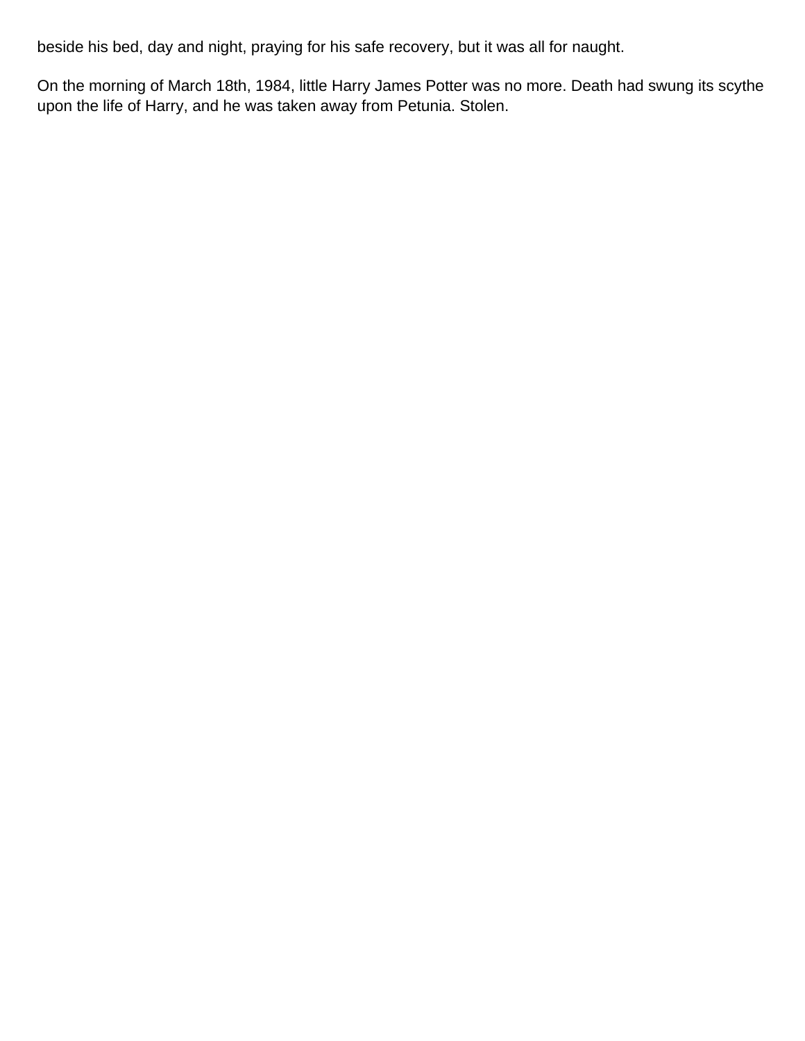beside his bed, day and night, praying for his safe recovery, but it was all for naught.

On the morning of March 18th, 1984, little Harry James Potter was no more. Death had swung its scythe upon the life of Harry, and he was taken away from Petunia. Stolen.